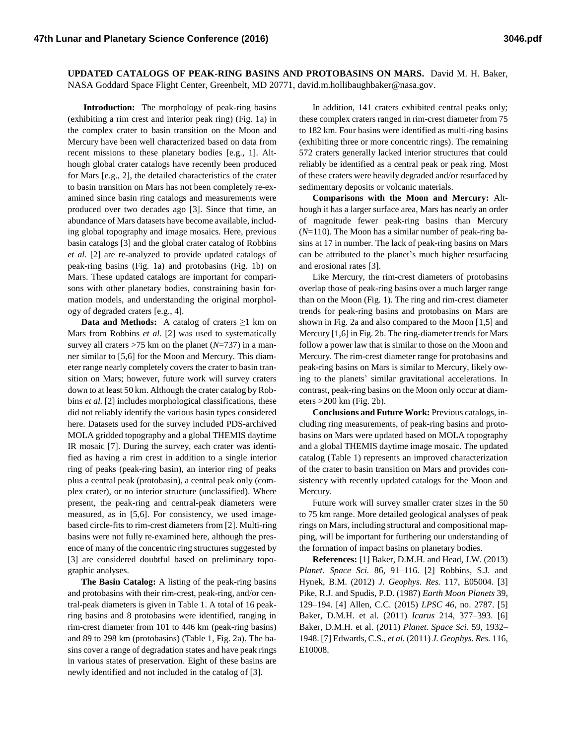## UPDATED CATALOGS OF PEAK-RING BASINS AND PROTOBASINS ON MARS.

David M. H. Baker, NASA Goddard Space Flight Center, Greenbelt, MD 20771, david.m.hollibaughbaker@nasa.gov.

**Introduction:** The morphology of peak-ring basins (exhibiting a rim crest and interior peak ring) (Fig. 1a) in the complex crater to basin transition on the Moon and Mercury have been well characterized based on data from recent missions to these planetary bodies [e.g., 1]. Although global crater catalogs have recently been produced for Mars [e.g., 2], the detailed characteristics of the crater to basin transition on Mars has not been completely re-examined since basin ring catalogs and measurements were produced over two decades ago [3]. Since that time, an abundance of Mars datasets have become available, including global topography and image mosaics. Here, previous basin catalogs [3] and the global crater catalog of Robbins *et al.* [2] are re-analyzed to provide updated catalogs of peak-ring basins (Fig. 1a) and protobasins (Fig. 1b) on Mars. These updated catalogs are important for comparisons with other planetary bodies, constraining basin formation models, and understanding the original morphology of degraded craters [e.g., 4].

**Data and Methods:** A catalog of craters ≥1 km on Mars from Robbins *et al.* [2] was used to systematically survey all craters >75 km on the planet (*N*=737) in a manner similar to [5,6] for the Moon and Mercury. This diameter range nearly completely covers the crater to basin transition on Mars; however, future work will survey craters down to at least 50 km. Although the crater catalog by Robbins *et al.* [2] includes morphological classifications, these did not reliably identify the various basin types considered here. Datasets used for the survey included PDS-archived MOLA gridded topography and a global THEMIS daytime IR mosaic [7]. During the survey, each crater was identified as having a rim crest in addition to a single interior ring of peaks (peak-ring basin), an interior ring of peaks plus a central peak (protobasin), a central peak only (complex crater), or no interior structure (unclassified). Where present, the peak-ring and central-peak diameters were measured, as in [5,6]. For consistency, we used image-based circle-fits to rim-crest diameters from [2]. Multi-ring basins were not fully re-examined here, although the presence of many of the concentric ring structures suggested by [3] are considered doubtful based on preliminary topographic analyses.

**The Basin Catalog:** A listing of the peak-ring basins and protobasins with their rim-crest, peak-ring, and/or central-peak diameters is given in Table 1. A total of 16 peak-ring basins and 8 protobasins were identified, ranging in rim-crest diameter from 101 to 446 km (peak-ring basins) and 89 to 298 km (protobasins) (Table 1, Fig. 2a). The basins cover a range of degradation states and have peak rings in various states of preservation. Eight of these basins are newly identified and not included in the catalog of [3].

In addition, 141 craters exhibited central peaks only; these complex craters ranged in rim-crest diameter from 75 to 182 km. Four basins were identified as multi-ring basins (exhibiting three or more concentric rings). The remaining 572 craters generally lacked interior structures that could reliably be identified as a central peak or peak ring. Most of these craters were heavily degraded and/or resurfaced by sedimentary deposits or volcanic materials.

**Comparisons with the Moon and Mercury:** Although it has a larger surface area, Mars has nearly an order of magnitude fewer peak-ring basins than Mercury (*N*=110). The Moon has a similar number of peak-ring basins at 17 in number. The lack of peak-ring basins on Mars can be attributed to the planet's much higher resurfacing and erosional rates [3].

Like Mercury, the rim-crest diameters of protobasins overlap those of peak-ring basins over a much larger range than on the Moon (Fig. 1). The ring and rim-crest diameter trends for peak-ring basins and protobasins on Mars are shown in Fig. 2a and also compared to the Moon [1,5] and Mercury [1,6] in Fig. 2b. The ring-diameter trends for Mars follow a power law that is similar to those on the Moon and Mercury. The rim-crest diameter range for protobasins and peak-ring basins on Mars is similar to Mercury, likely owing to the planets' similar gravitational accelerations. In contrast, peak-ring basins on the Moon only occur at diameters >200 km (Fig. 2b).

**Conclusions and Future Work:** Previous catalogs, including ring measurements, of peak-ring basins and protobasins on Mars were updated based on MOLA topography and a global THEMIS daytime image mosaic. The updated catalog (Table 1) represents an improved characterization of the crater to basin transition on Mars and provides consistency with recently updated catalogs for the Moon and Mercury.

Future work will survey smaller crater sizes in the 50 to 75 km range. More detailed geological analyses of peak rings on Mars, including structural and compositional mapping, will be important for furthering our understanding of the formation of impact basins on planetary bodies.

**References:** [1] Baker, D.M.H. and Head, J.W. (2013) *Planet. Space Sci.* 86, 91–116. [2] Robbins, S.J. and Hynek, B.M. (2012) *J. Geophys. Res.* 117, E05004. [3] Pike, R.J. and Spudis, P.D. (1987) *Earth Moon Planets* 39, 129–194. [4] Allen, C.C. (2015) *LPSC 46*, no. 2787. [5] Baker, D.M.H. et al. (2011) *Icarus* 214, 377–393. [6] Baker, D.M.H. et al. (2011) *Planet. Space Sci.* 59, 1932–1948. [7] Edwards, C.S., *et al.* (2011) *J. Geophys. Res.* 116, E10008.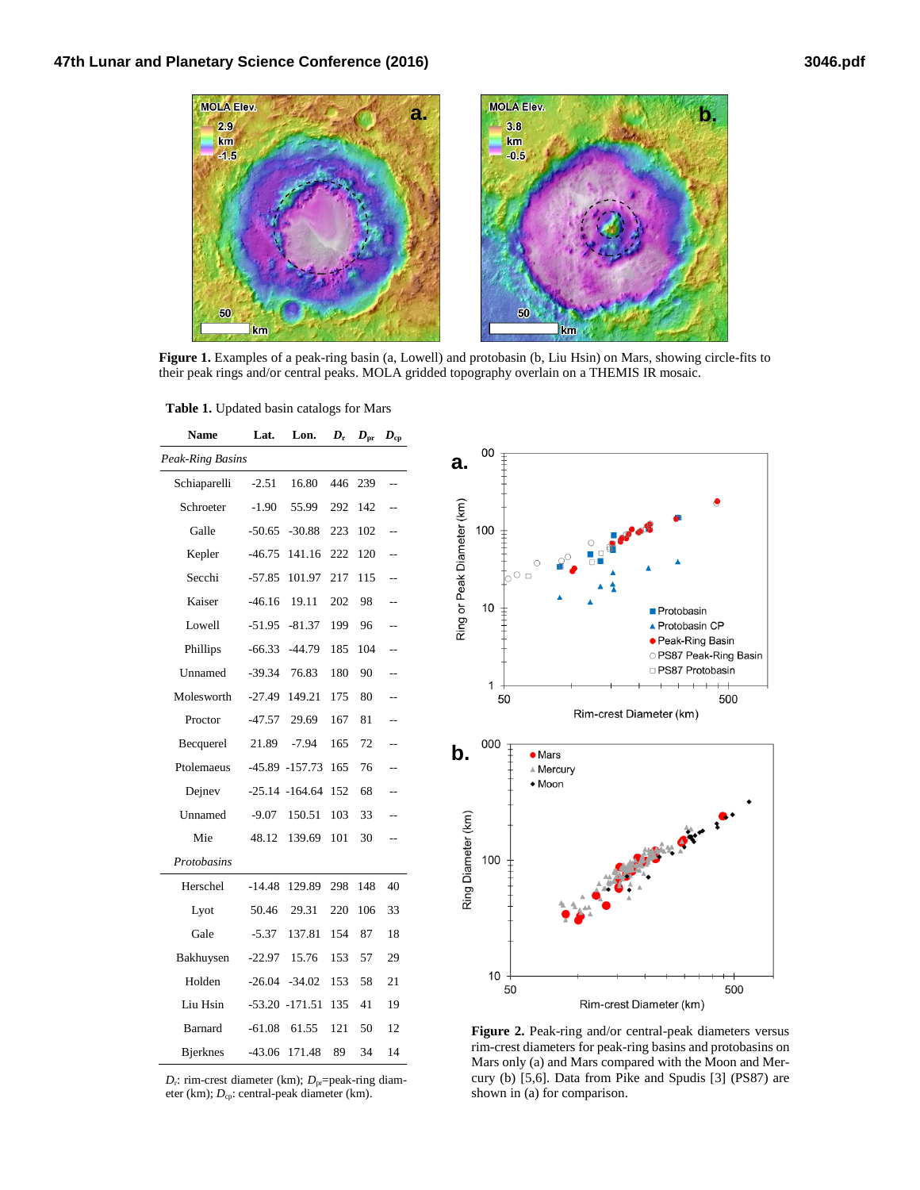MOLA Elev.
2.9
km
-1.5
a.
50
km

MOLA Elev.
3.8
km
-0.5
b.
50
km

**Figure 1.** Examples of a peak-ring basin (a, Lowell) and protobasin (b, Liu Hsin) on Mars, showing circle-fits to their peak rings and/or central peaks. MOLA gridded topography overlain on a THEMIS IR mosaic.

**Table 1.** Updated basin catalogs for Mars

| Name | Lat. | Lon. | $D_r$ | $D_{pr}$ | $D_{cp}$ |
|---|---|---|---|---|---|
| *Peak-Ring Basins* | | | | | |
| Schiaparelli | -2.51 | 16.80 | 446 | 239 | -- |
| Schroeter | -1.90 | 55.99 | 292 | 142 | -- |
| Galle | -50.65 | -30.88 | 223 | 102 | -- |
| Kepler | -46.75 | 141.16 | 222 | 120 | -- |
| Secchi | -57.85 | 101.97 | 217 | 115 | -- |
| Kaiser | -46.16 | 19.11 | 202 | 98 | -- |
| Lowell | -51.95 | -81.37 | 199 | 96 | -- |
| Phillips | -66.33 | -44.79 | 185 | 104 | -- |
| Unnamed | -39.34 | 76.83 | 180 | 90 | -- |
| Molesworth | -27.49 | 149.21 | 175 | 80 | -- |
| Proctor | -47.57 | 29.69 | 167 | 81 | -- |
| Becquerel | 21.89 | -7.94 | 165 | 72 | -- |
| Ptolemaeus | -45.89 | -157.73 | 165 | 76 | -- |
| Dejnev | -25.14 | -164.64 | 152 | 68 | -- |
| Unnamed | -9.07 | 150.51 | 103 | 33 | -- |
| Mie | 48.12 | 139.69 | 101 | 30 | -- |
| *Protobasins* | | | | | |
| Herschel | -14.48 | 129.89 | 298 | 148 | 40 |
| Lyot | 50.46 | 29.31 | 220 | 106 | 33 |
| Gale | -5.37 | 137.81 | 154 | 87 | 18 |
| Bakhuysen | -22.97 | 15.76 | 153 | 57 | 29 |
| Holden | -26.04 | -34.02 | 153 | 58 | 21 |
| Liu Hsin | -53.20 | -171.51 | 135 | 41 | 19 |
| Barnard | -61.08 | 61.55 | 121 | 50 | 12 |
| Bjerknes | -43.06 | 171.48 | 89 | 34 | 14 |

$D_r$: rim-crest diameter (km); $D_{pr}$=peak-ring diameter (km); $D_{cp}$: central-peak diameter (km).

a.
Ring or Peak Diameter (km)
00
100
10
1
50
500
Rim-crest Diameter (km)
Protobasin
Protobasin CP
Peak-Ring Basin
PS87 Peak-Ring Basin
PS87 Protobasin

b.
Ring Diameter (km)
000
100
10
50
500
Rim-crest Diameter (km)
Mars
Mercury
Moon

**Figure 2.** Peak-ring and/or central-peak diameters versus rim-crest diameters for peak-ring basins and protobasins on Mars only (a) and Mars compared with the Moon and Mercury (b) [5,6]. Data from Pike and Spudis [3] (PS87) are shown in (a) for comparison.